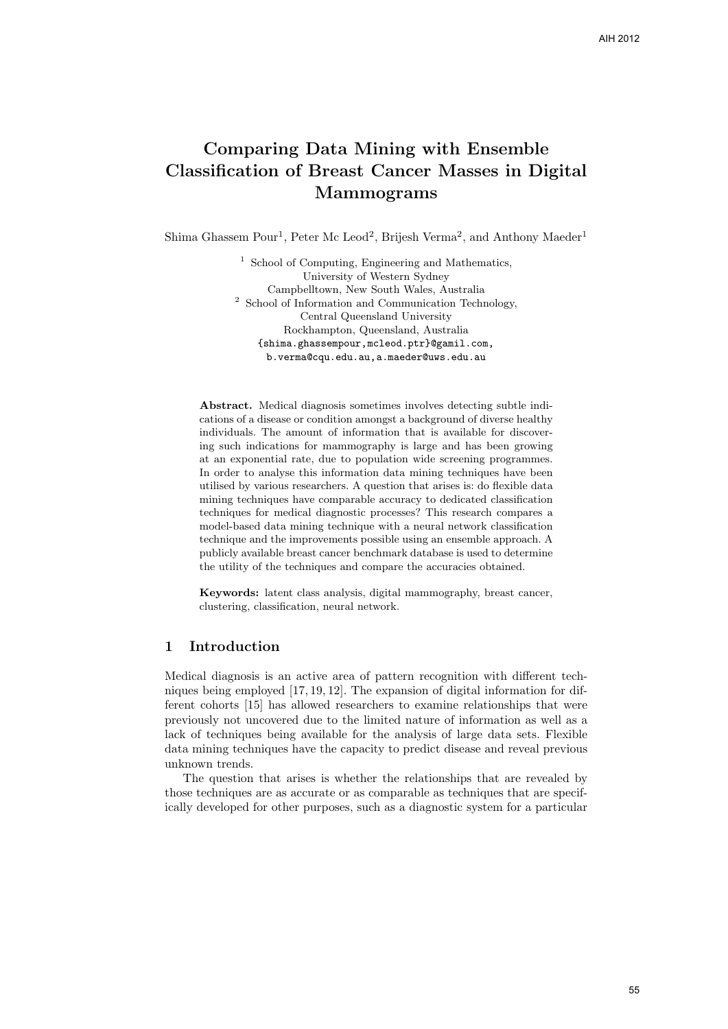# Comparing Data Mining with Ensemble Classification of Breast Cancer Masses in Digital Mammograms

Shima Ghassem Pour[1], Peter Mc Leod[2], Brijesh Verma[2], and Anthony Maeder[1]

[1] School of Computing, Engineering and Mathematics, University of Western Sydney, Campbelltown, New South Wales, Australia

[2] School of Information and Communication Technology, Central Queensland University, Rockhampton, Queensland, Australia

{shima.ghassempour,mcleod.ptr}@gamil.com, b.verma@cqu.edu.au,a.maeder@uws.edu.au

**Abstract.** Medical diagnosis sometimes involves detecting subtle indications of a disease or condition amongst a background of diverse healthy individuals. The amount of information that is available for discovering such indications for mammography is large and has been growing at an exponential rate, due to population wide screening programmes. In order to analyse this information data mining techniques have been utilised by various researchers. A question that arises is: do flexible data mining techniques have comparable accuracy to dedicated classification techniques for medical diagnostic processes? This research compares a model-based data mining technique with a neural network classification technique and the improvements possible using an ensemble approach. A publicly available breast cancer benchmark database is used to determine the utility of the techniques and compare the accuracies obtained.

**Keywords:** latent class analysis, digital mammography, breast cancer, clustering, classification, neural network.

## 1 Introduction

Medical diagnosis is an active area of pattern recognition with different techniques being employed [17, 19, 12]. The expansion of digital information for different cohorts [15] has allowed researchers to examine relationships that were previously not uncovered due to the limited nature of information as well as a lack of techniques being available for the analysis of large data sets. Flexible data mining techniques have the capacity to predict disease and reveal previous unknown trends.

The question that arises is whether the relationships that are revealed by those techniques are as accurate or as comparable as techniques that are specifically developed for other purposes, such as a diagnostic system for a particular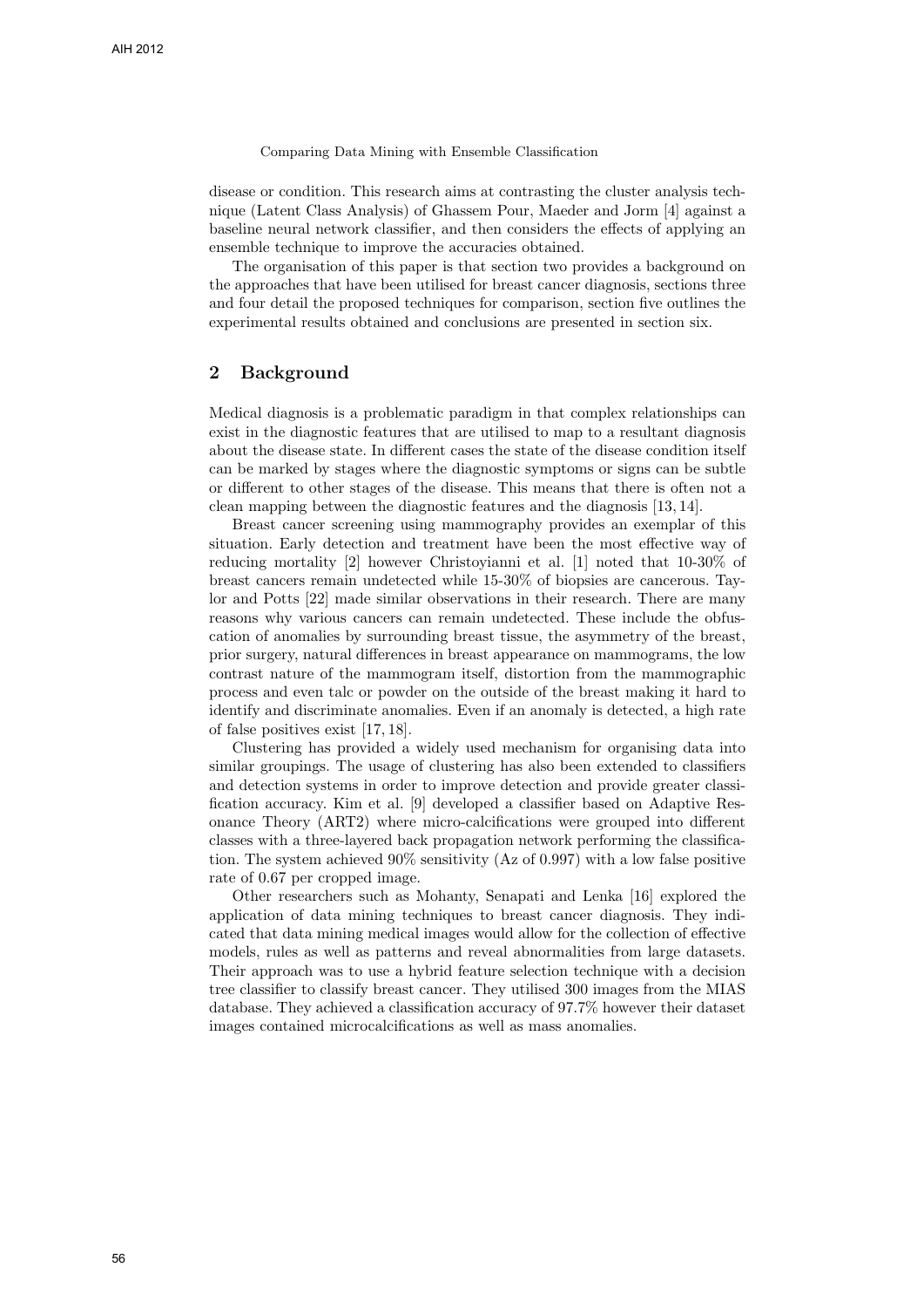disease or condition. This research aims at contrasting the cluster analysis technique (Latent Class Analysis) of Ghassem Pour, Maeder and Jorm [4] against a baseline neural network classifier, and then considers the effects of applying an ensemble technique to improve the accuracies obtained.

The organisation of this paper is that section two provides a background on the approaches that have been utilised for breast cancer diagnosis, sections three and four detail the proposed techniques for comparison, section five outlines the experimental results obtained and conclusions are presented in section six.

## 2 Background

Medical diagnosis is a problematic paradigm in that complex relationships can exist in the diagnostic features that are utilised to map to a resultant diagnosis about the disease state. In different cases the state of the disease condition itself can be marked by stages where the diagnostic symptoms or signs can be subtle or different to other stages of the disease. This means that there is often not a clean mapping between the diagnostic features and the diagnosis [13, 14].

Breast cancer screening using mammography provides an exemplar of this situation. Early detection and treatment have been the most effective way of reducing mortality [2] however Christoyianni et al. [1] noted that 10-30% of breast cancers remain undetected while 15-30% of biopsies are cancerous. Taylor and Potts [22] made similar observations in their research. There are many reasons why various cancers can remain undetected. These include the obfuscation of anomalies by surrounding breast tissue, the asymmetry of the breast, prior surgery, natural differences in breast appearance on mammograms, the low contrast nature of the mammogram itself, distortion from the mammographic process and even talc or powder on the outside of the breast making it hard to identify and discriminate anomalies. Even if an anomaly is detected, a high rate of false positives exist [17, 18].

Clustering has provided a widely used mechanism for organising data into similar groupings. The usage of clustering has also been extended to classifiers and detection systems in order to improve detection and provide greater classification accuracy. Kim et al. [9] developed a classifier based on Adaptive Resonance Theory (ART2) where micro-calcifications were grouped into different classes with a three-layered back propagation network performing the classification. The system achieved 90% sensitivity (Az of 0.997) with a low false positive rate of 0.67 per cropped image.

Other researchers such as Mohanty, Senapati and Lenka [16] explored the application of data mining techniques to breast cancer diagnosis. They indicated that data mining medical images would allow for the collection of effective models, rules as well as patterns and reveal abnormalities from large datasets. Their approach was to use a hybrid feature selection technique with a decision tree classifier to classify breast cancer. They utilised 300 images from the MIAS database. They achieved a classification accuracy of 97.7% however their dataset images contained microcalcifications as well as mass anomalies.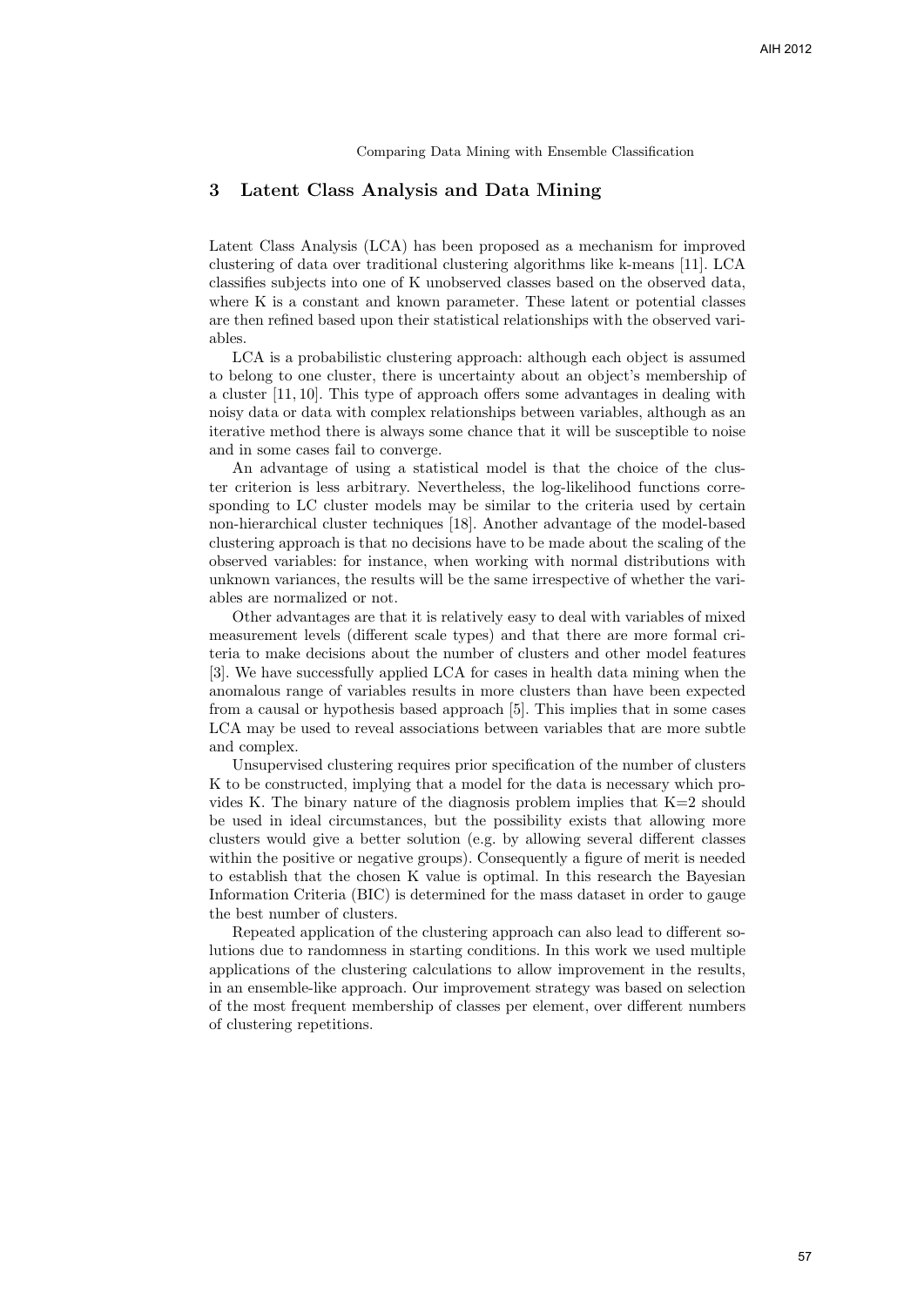## 3 Latent Class Analysis and Data Mining

Latent Class Analysis (LCA) has been proposed as a mechanism for improved clustering of data over traditional clustering algorithms like k-means [11]. LCA classifies subjects into one of K unobserved classes based on the observed data, where K is a constant and known parameter. These latent or potential classes are then refined based upon their statistical relationships with the observed variables.

LCA is a probabilistic clustering approach: although each object is assumed to belong to one cluster, there is uncertainty about an object's membership of a cluster [11, 10]. This type of approach offers some advantages in dealing with noisy data or data with complex relationships between variables, although as an iterative method there is always some chance that it will be susceptible to noise and in some cases fail to converge.

An advantage of using a statistical model is that the choice of the cluster criterion is less arbitrary. Nevertheless, the log-likelihood functions corresponding to LC cluster models may be similar to the criteria used by certain non-hierarchical cluster techniques [18]. Another advantage of the model-based clustering approach is that no decisions have to be made about the scaling of the observed variables: for instance, when working with normal distributions with unknown variances, the results will be the same irrespective of whether the variables are normalized or not.

Other advantages are that it is relatively easy to deal with variables of mixed measurement levels (different scale types) and that there are more formal criteria to make decisions about the number of clusters and other model features [3]. We have successfully applied LCA for cases in health data mining when the anomalous range of variables results in more clusters than have been expected from a causal or hypothesis based approach [5]. This implies that in some cases LCA may be used to reveal associations between variables that are more subtle and complex.

Unsupervised clustering requires prior specification of the number of clusters K to be constructed, implying that a model for the data is necessary which provides K. The binary nature of the diagnosis problem implies that K=2 should be used in ideal circumstances, but the possibility exists that allowing more clusters would give a better solution (e.g. by allowing several different classes within the positive or negative groups). Consequently a figure of merit is needed to establish that the chosen K value is optimal. In this research the Bayesian Information Criteria (BIC) is determined for the mass dataset in order to gauge the best number of clusters.

Repeated application of the clustering approach can also lead to different solutions due to randomness in starting conditions. In this work we used multiple applications of the clustering calculations to allow improvement in the results, in an ensemble-like approach. Our improvement strategy was based on selection of the most frequent membership of classes per element, over different numbers of clustering repetitions.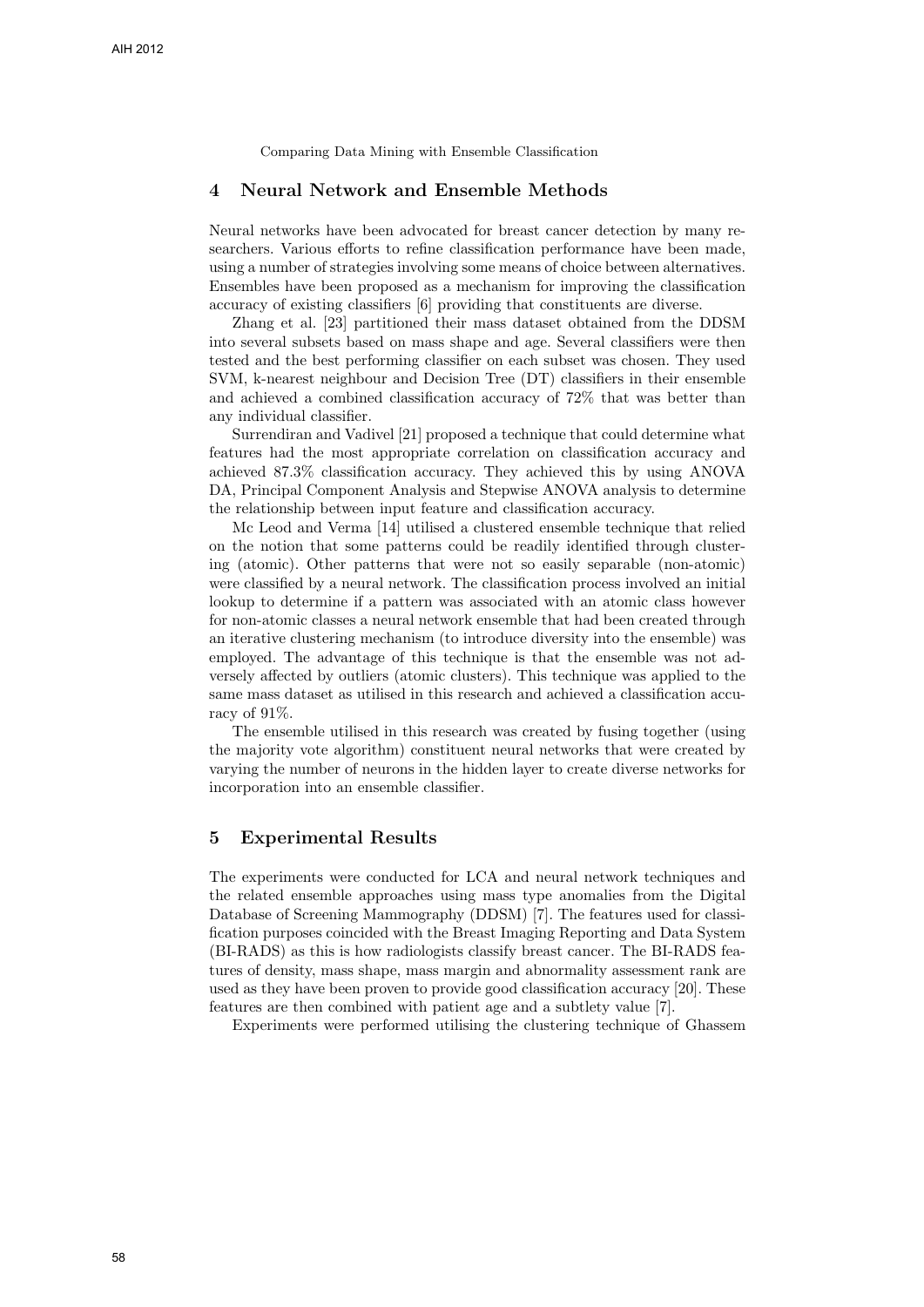## 4 Neural Network and Ensemble Methods

Neural networks have been advocated for breast cancer detection by many researchers. Various efforts to refine classification performance have been made, using a number of strategies involving some means of choice between alternatives. Ensembles have been proposed as a mechanism for improving the classification accuracy of existing classifiers [6] providing that constituents are diverse.

Zhang et al. [23] partitioned their mass dataset obtained from the DDSM into several subsets based on mass shape and age. Several classifiers were then tested and the best performing classifier on each subset was chosen. They used SVM, k-nearest neighbour and Decision Tree (DT) classifiers in their ensemble and achieved a combined classification accuracy of 72% that was better than any individual classifier.

Surrendiran and Vadivel [21] proposed a technique that could determine what features had the most appropriate correlation on classification accuracy and achieved 87.3% classification accuracy. They achieved this by using ANOVA DA, Principal Component Analysis and Stepwise ANOVA analysis to determine the relationship between input feature and classification accuracy.

Mc Leod and Verma [14] utilised a clustered ensemble technique that relied on the notion that some patterns could be readily identified through clustering (atomic). Other patterns that were not so easily separable (non-atomic) were classified by a neural network. The classification process involved an initial lookup to determine if a pattern was associated with an atomic class however for non-atomic classes a neural network ensemble that had been created through an iterative clustering mechanism (to introduce diversity into the ensemble) was employed. The advantage of this technique is that the ensemble was not adversely affected by outliers (atomic clusters). This technique was applied to the same mass dataset as utilised in this research and achieved a classification accuracy of 91%.

The ensemble utilised in this research was created by fusing together (using the majority vote algorithm) constituent neural networks that were created by varying the number of neurons in the hidden layer to create diverse networks for incorporation into an ensemble classifier.

## 5 Experimental Results

The experiments were conducted for LCA and neural network techniques and the related ensemble approaches using mass type anomalies from the Digital Database of Screening Mammography (DDSM) [7]. The features used for classification purposes coincided with the Breast Imaging Reporting and Data System (BI-RADS) as this is how radiologists classify breast cancer. The BI-RADS features of density, mass shape, mass margin and abnormality assessment rank are used as they have been proven to provide good classification accuracy [20]. These features are then combined with patient age and a subtlety value [7].

Experiments were performed utilising the clustering technique of Ghassem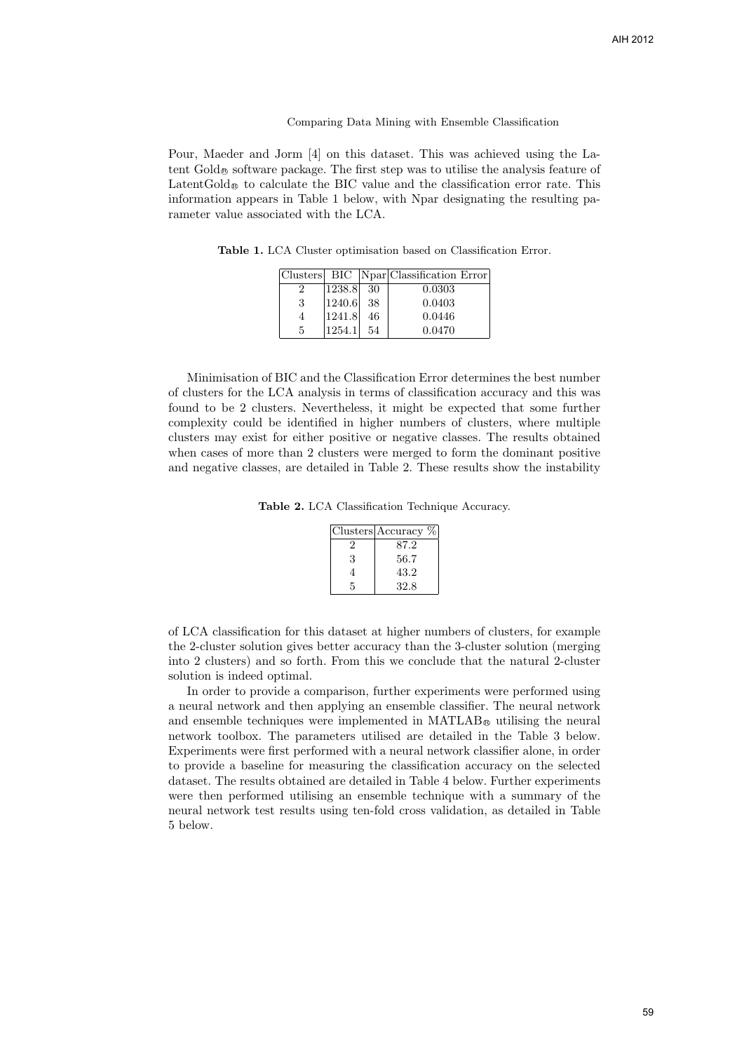Pour, Maeder and Jorm [4] on this dataset. This was achieved using the Latent Gold® software package. The first step was to utilise the analysis feature of LatentGold® to calculate the BIC value and the classification error rate. This information appears in Table 1 below, with Npar designating the resulting parameter value associated with the LCA.

**Table 1.** LCA Cluster optimisation based on Classification Error.

| Clusters | BIC | Npar | Classification Error |
|---|---|---|---|
| 2 | 1238.8 | 30 | 0.0303 |
| 3 | 1240.6 | 38 | 0.0403 |
| 4 | 1241.8 | 46 | 0.0446 |
| 5 | 1254.1 | 54 | 0.0470 |

Minimisation of BIC and the Classification Error determines the best number of clusters for the LCA analysis in terms of classification accuracy and this was found to be 2 clusters. Nevertheless, it might be expected that some further complexity could be identified in higher numbers of clusters, where multiple clusters may exist for either positive or negative classes. The results obtained when cases of more than 2 clusters were merged to form the dominant positive and negative classes, are detailed in Table 2. These results show the instability of LCA classification for this dataset at higher numbers of clusters, for example the 2-cluster solution gives better accuracy than the 3-cluster solution (merging into 2 clusters) and so forth. From this we conclude that the natural 2-cluster solution is indeed optimal.

**Table 2.** LCA Classification Technique Accuracy.

| Clusters | Accuracy % |
|---|---|
| 2 | 87.2 |
| 3 | 56.7 |
| 4 | 43.2 |
| 5 | 32.8 |

In order to provide a comparison, further experiments were performed using a neural network and then applying an ensemble classifier. The neural network and ensemble techniques were implemented in MATLAB® utilising the neural network toolbox. The parameters utilised are detailed in the Table 3 below. Experiments were first performed with a neural network classifier alone, in order to provide a baseline for measuring the classification accuracy on the selected dataset. The results obtained are detailed in Table 4 below. Further experiments were then performed utilising an ensemble technique with a summary of the neural network test results using ten-fold cross validation, as detailed in Table 5 below.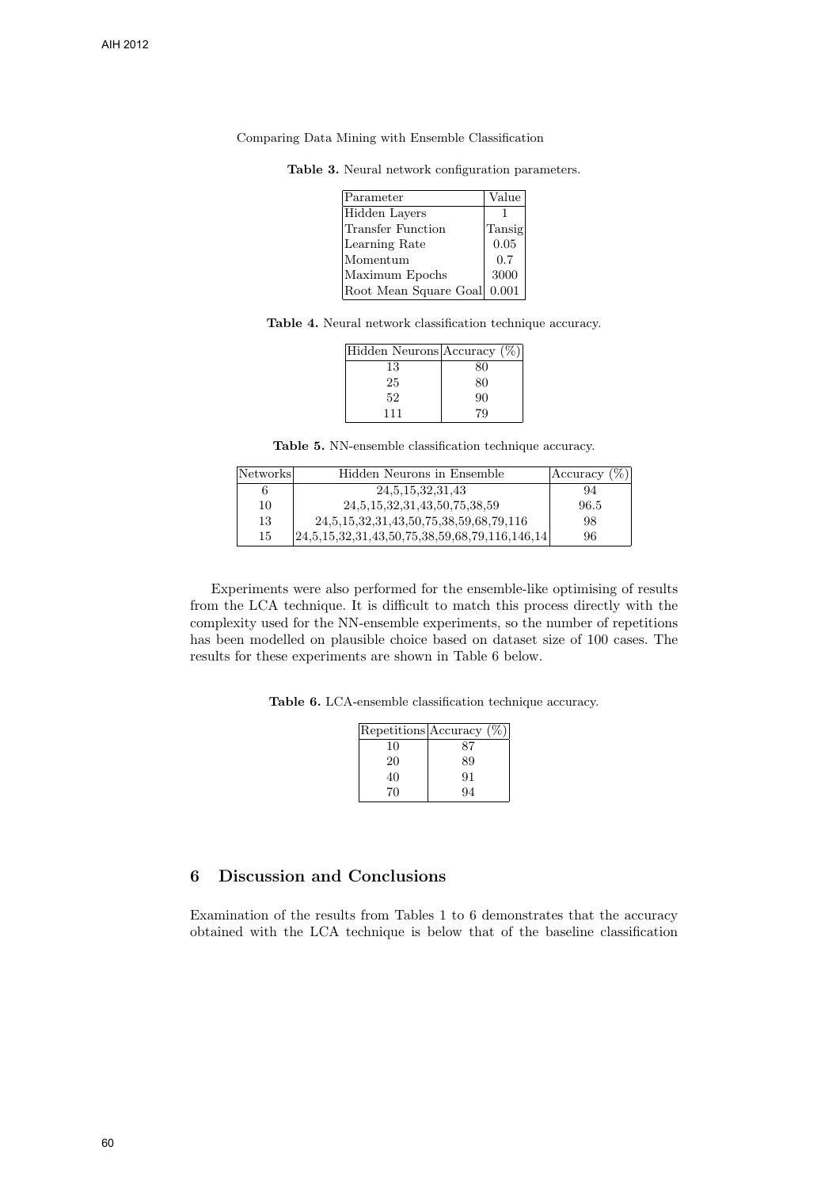**Table 3.** Neural network configuration parameters.

| Parameter | Value |
|---|---|
| Hidden Layers | 1 |
| Transfer Function | Tansig |
| Learning Rate | 0.05 |
| Momentum | 0.7 |
| Maximum Epochs | 3000 |
| Root Mean Square Goal | 0.001 |

**Table 4.** Neural network classification technique accuracy.

| Hidden Neurons | Accuracy (%) |
|---|---|
| 13 | 80 |
| 25 | 80 |
| 52 | 90 |
| 111 | 79 |

**Table 5.** NN-ensemble classification technique accuracy.

| Networks | Hidden Neurons in Ensemble | Accuracy (%) |
|---|---|---|
| 6 | 24,5,15,32,31,43 | 94 |
| 10 | 24,5,15,32,31,43,50,75,38,59 | 96.5 |
| 13 | 24,5,15,32,31,43,50,75,38,59,68,79,116 | 98 |
| 15 | 24,5,15,32,31,43,50,75,38,59,68,79,116,146,14 | 96 |

Experiments were also performed for the ensemble-like optimising of results from the LCA technique. It is difficult to match this process directly with the complexity used for the NN-ensemble experiments, so the number of repetitions has been modelled on plausible choice based on dataset size of 100 cases. The results for these experiments are shown in Table 6 below.

**Table 6.** LCA-ensemble classification technique accuracy.

| Repetitions | Accuracy (%) |
|---|---|
| 10 | 87 |
| 20 | 89 |
| 40 | 91 |
| 70 | 94 |

## 6 Discussion and Conclusions

Examination of the results from Tables 1 to 6 demonstrates that the accuracy obtained with the LCA technique is below that of the baseline classification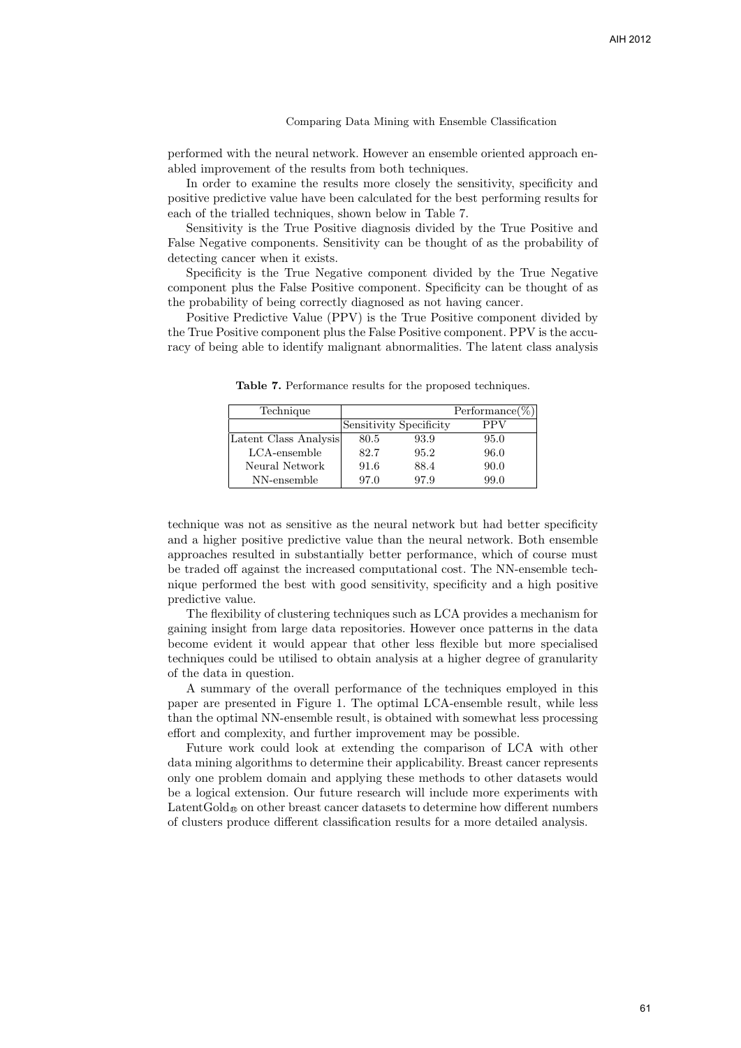performed with the neural network. However an ensemble oriented approach enabled improvement of the results from both techniques.

In order to examine the results more closely the sensitivity, specificity and positive predictive value have been calculated for the best performing results for each of the trialled techniques, shown below in Table 7.

Sensitivity is the True Positive diagnosis divided by the True Positive and False Negative components. Sensitivity can be thought of as the probability of detecting cancer when it exists.

Specificity is the True Negative component divided by the True Negative component plus the False Positive component. Specificity can be thought of as the probability of being correctly diagnosed as not having cancer.

Positive Predictive Value (PPV) is the True Positive component divided by the True Positive component plus the False Positive component. PPV is the accuracy of being able to identify malignant abnormalities. The latent class analysis technique was not as sensitive as the neural network but had better specificity and a higher positive predictive value than the neural network. Both ensemble approaches resulted in substantially better performance, which of course must be traded off against the increased computational cost. The NN-ensemble technique performed the best with good sensitivity, specificity and a high positive predictive value.

**Table 7.** Performance results for the proposed techniques.

| Technique | Performance(%) | | |
|---|---|---|---|
| | Sensitivity | Specificity | PPV |
| Latent Class Analysis | 80.5 | 93.9 | 95.0 |
| LCA-ensemble | 82.7 | 95.2 | 96.0 |
| Neural Network | 91.6 | 88.4 | 90.0 |
| NN-ensemble | 97.0 | 97.9 | 99.0 |

The flexibility of clustering techniques such as LCA provides a mechanism for gaining insight from large data repositories. However once patterns in the data become evident it would appear that other less flexible but more specialised techniques could be utilised to obtain analysis at a higher degree of granularity of the data in question.

A summary of the overall performance of the techniques employed in this paper are presented in Figure 1. The optimal LCA-ensemble result, while less than the optimal NN-ensemble result, is obtained with somewhat less processing effort and complexity, and further improvement may be possible.

Future work could look at extending the comparison of LCA with other data mining algorithms to determine their applicability. Breast cancer represents only one problem domain and applying these methods to other datasets would be a logical extension. Our future research will include more experiments with LatentGold® on other breast cancer datasets to determine how different numbers of clusters produce different classification results for a more detailed analysis.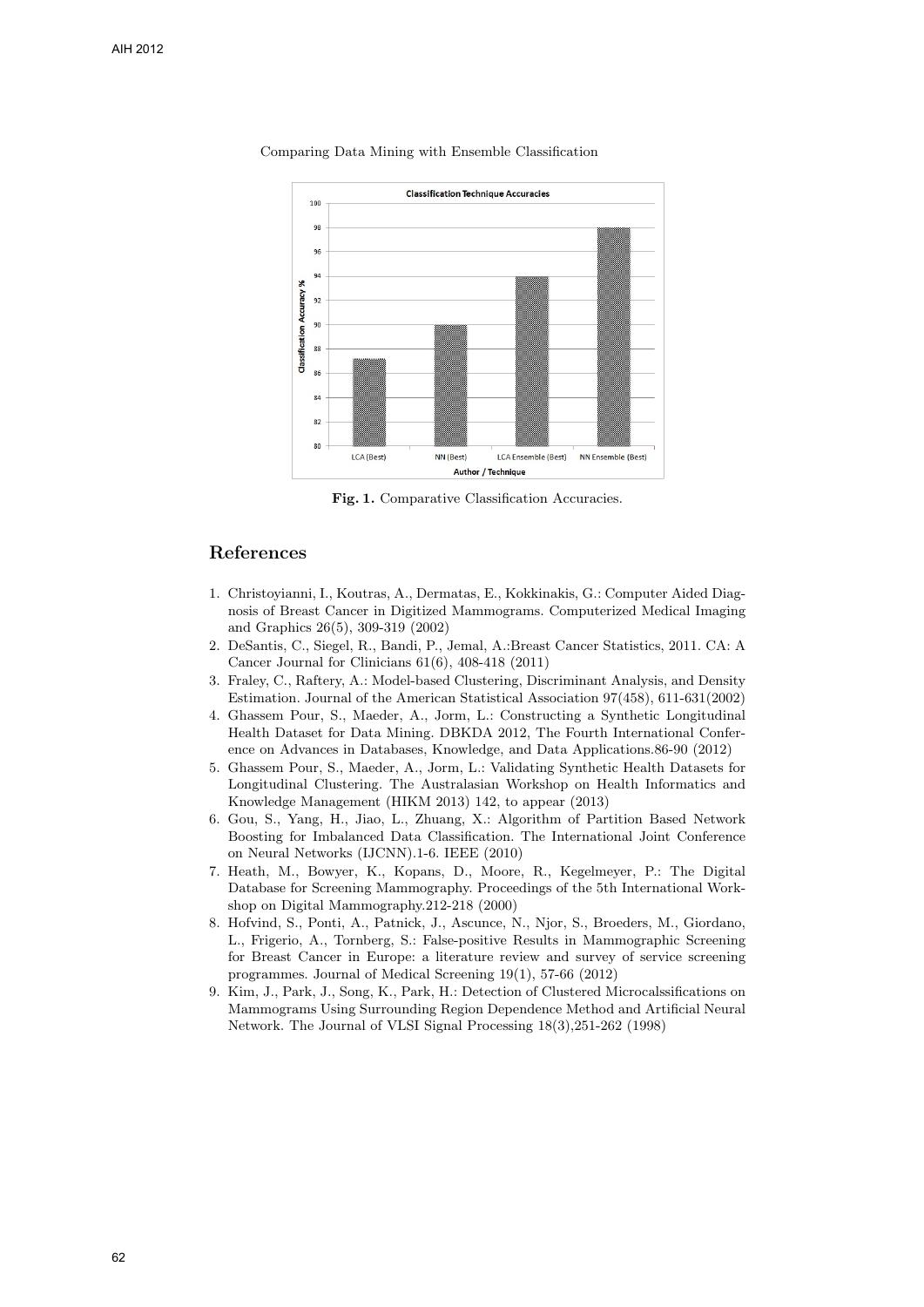Comparing Data Mining with Ensemble Classification

Fig. 1. Comparative Classification Accuracies.

## References

1. Christoyianni, I., Koutras, A., Dermatas, E., Kokkinakis, G.: Computer Aided Diagnosis of Breast Cancer in Digitized Mammograms. Computerized Medical Imaging and Graphics 26(5), 309-319 (2002)
2. DeSantis, C., Siegel, R., Bandi, P., Jemal, A.:Breast Cancer Statistics, 2011. CA: A Cancer Journal for Clinicians 61(6), 408-418 (2011)
3. Fraley, C., Raftery, A.: Model-based Clustering, Discriminant Analysis, and Density Estimation. Journal of the American Statistical Association 97(458), 611-631(2002)
4. Ghassem Pour, S., Maeder, A., Jorm, L.: Constructing a Synthetic Longitudinal Health Dataset for Data Mining. DBKDA 2012, The Fourth International Conference on Advances in Databases, Knowledge, and Data Applications.86-90 (2012)
5. Ghassem Pour, S., Maeder, A., Jorm, L.: Validating Synthetic Health Datasets for Longitudinal Clustering. The Australasian Workshop on Health Informatics and Knowledge Management (HIKM 2013) 142, to appear (2013)
6. Gou, S., Yang, H., Jiao, L., Zhuang, X.: Algorithm of Partition Based Network Boosting for Imbalanced Data Classification. The International Joint Conference on Neural Networks (IJCNN).1-6. IEEE (2010)
7. Heath, M., Bowyer, K., Kopans, D., Moore, R., Kegelmeyer, P.: The Digital Database for Screening Mammography. Proceedings of the 5th International Workshop on Digital Mammography.212-218 (2000)
8. Hofvind, S., Ponti, A., Patnick, J., Ascunce, N., Njor, S., Broeders, M., Giordano, L., Frigerio, A., Tornberg, S.: False-positive Results in Mammographic Screening for Breast Cancer in Europe: a literature review and survey of service screening programmes. Journal of Medical Screening 19(1), 57-66 (2012)
9. Kim, J., Park, J., Song, K., Park, H.: Detection of Clustered Microcalssifications on Mammograms Using Surrounding Region Dependence Method and Artificial Neural Network. The Journal of VLSI Signal Processing 18(3),251-262 (1998)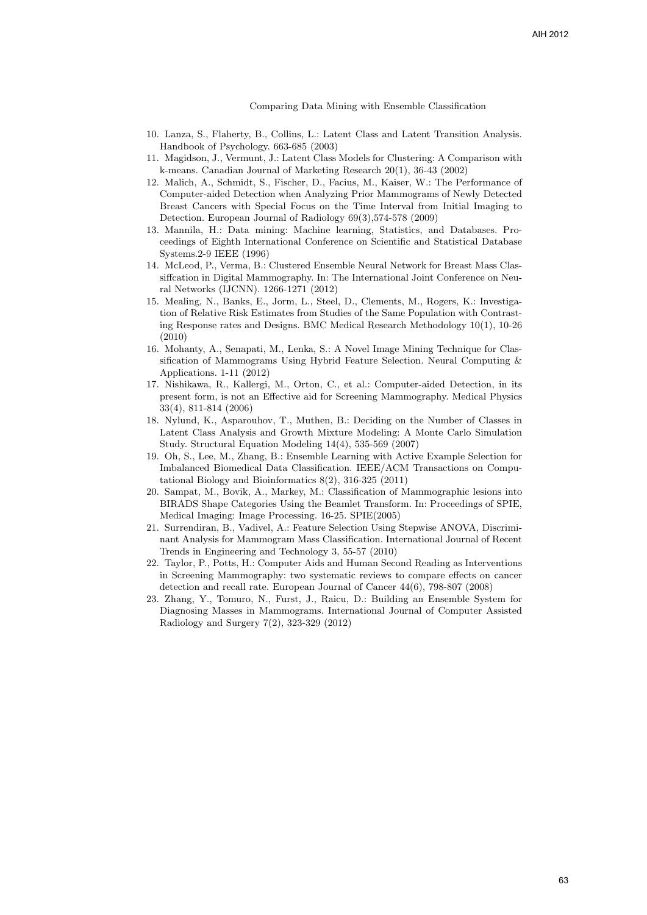10. Lanza, S., Flaherty, B., Collins, L.: Latent Class and Latent Transition Analysis. Handbook of Psychology. 663-685 (2003)
11. Magidson, J., Vermunt, J.: Latent Class Models for Clustering: A Comparison with k-means. Canadian Journal of Marketing Research 20(1), 36-43 (2002)
12. Malich, A., Schmidt, S., Fischer, D., Facius, M., Kaiser, W.: The Performance of Computer-aided Detection when Analyzing Prior Mammograms of Newly Detected Breast Cancers with Special Focus on the Time Interval from Initial Imaging to Detection. European Journal of Radiology 69(3),574-578 (2009)
13. Mannila, H.: Data mining: Machine learning, Statistics, and Databases. Proceedings of Eighth International Conference on Scientific and Statistical Database Systems.2-9 IEEE (1996)
14. McLeod, P., Verma, B.: Clustered Ensemble Neural Network for Breast Mass Classiffcation in Digital Mammography. In: The International Joint Conference on Neural Networks (IJCNN). 1266-1271 (2012)
15. Mealing, N., Banks, E., Jorm, L., Steel, D., Clements, M., Rogers, K.: Investigation of Relative Risk Estimates from Studies of the Same Population with Contrasting Response rates and Designs. BMC Medical Research Methodology 10(1), 10-26 (2010)
16. Mohanty, A., Senapati, M., Lenka, S.: A Novel Image Mining Technique for Classification of Mammograms Using Hybrid Feature Selection. Neural Computing & Applications. 1-11 (2012)
17. Nishikawa, R., Kallergi, M., Orton, C., et al.: Computer-aided Detection, in its present form, is not an Effective aid for Screening Mammography. Medical Physics 33(4), 811-814 (2006)
18. Nylund, K., Asparouhov, T., Muthen, B.: Deciding on the Number of Classes in Latent Class Analysis and Growth Mixture Modeling: A Monte Carlo Simulation Study. Structural Equation Modeling 14(4), 535-569 (2007)
19. Oh, S., Lee, M., Zhang, B.: Ensemble Learning with Active Example Selection for Imbalanced Biomedical Data Classification. IEEE/ACM Transactions on Computational Biology and Bioinformatics 8(2), 316-325 (2011)
20. Sampat, M., Bovik, A., Markey, M.: Classification of Mammographic lesions into BIRADS Shape Categories Using the Beamlet Transform. In: Proceedings of SPIE, Medical Imaging: Image Processing. 16-25. SPIE(2005)
21. Surrendiran, B., Vadivel, A.: Feature Selection Using Stepwise ANOVA, Discriminant Analysis for Mammogram Mass Classification. International Journal of Recent Trends in Engineering and Technology 3, 55-57 (2010)
22. Taylor, P., Potts, H.: Computer Aids and Human Second Reading as Interventions in Screening Mammography: two systematic reviews to compare effects on cancer detection and recall rate. European Journal of Cancer 44(6), 798-807 (2008)
23. Zhang, Y., Tomuro, N., Furst, J., Raicu, D.: Building an Ensemble System for Diagnosing Masses in Mammograms. International Journal of Computer Assisted Radiology and Surgery 7(2), 323-329 (2012)